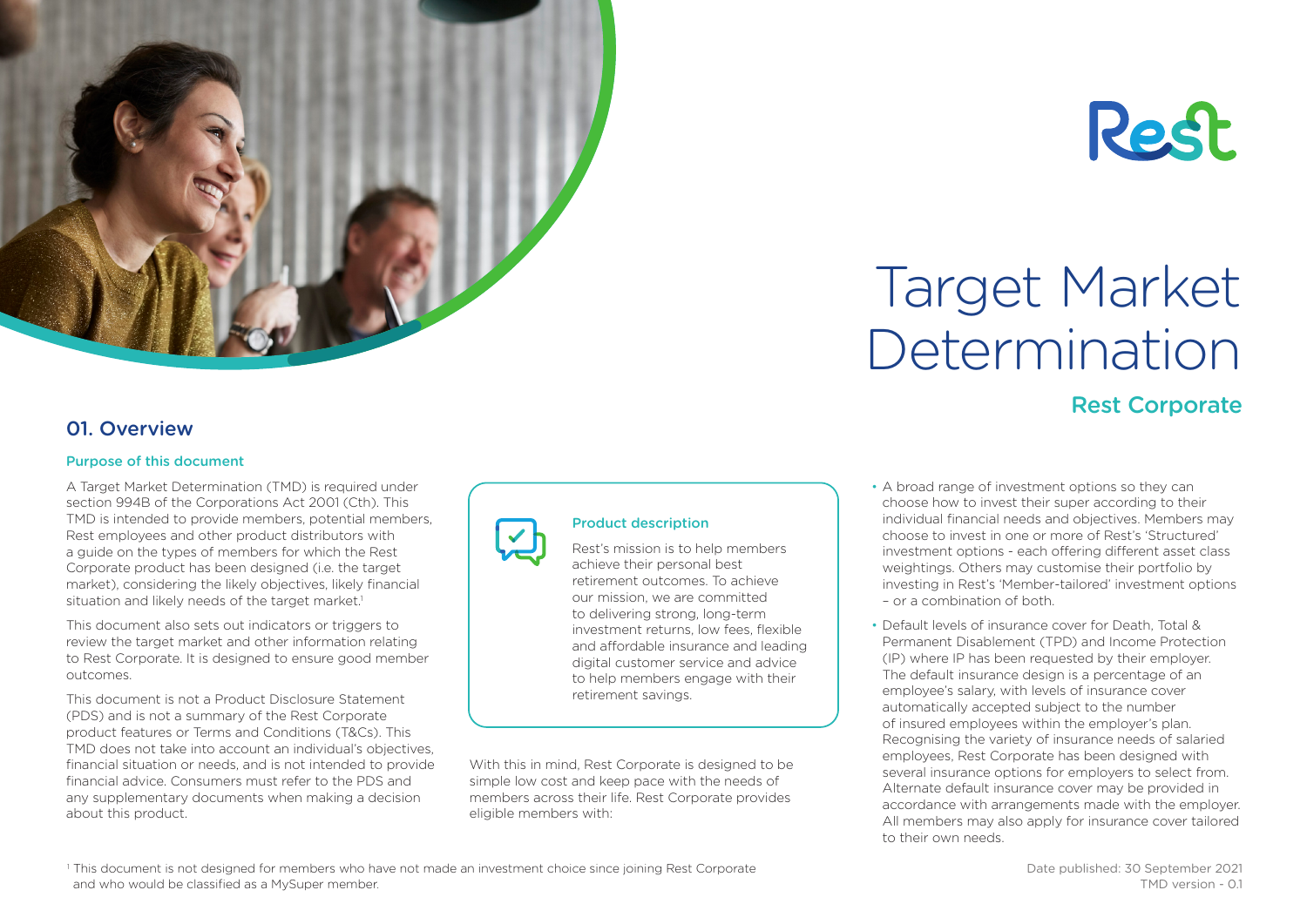Rest

# Target Market Determination

## Rest Corporate

## 01. Overview

### Purpose of this document

A Target Market Determination (TMD) is required under section 994B of the Corporations Act 2001 (Cth). This TMD is intended to provide members, potential members, Rest employees and other product distributors with a guide on the types of members for which the Rest Corporate product has been designed (i.e. the target market), considering the likely objectives, likely financial situation and likely needs of the target market.[1]

This document also sets out indicators or triggers to review the target market and other information relating to Rest Corporate. It is designed to ensure good member outcomes.

This document is not a Product Disclosure Statement (PDS) and is not a summary of the Rest Corporate product features or Terms and Conditions (T&Cs). This TMD does not take into account an individual's objectives, financial situation or needs, and is not intended to provide financial advice. Consumers must refer to the PDS and any supplementary documents when making a decision about this product.

### Product description

Rest's mission is to help members achieve their personal best retirement outcomes. To achieve our mission, we are committed to delivering strong, long-term investment returns, low fees, flexible and affordable insurance and leading digital customer service and advice to help members engage with their retirement savings.

With this in mind, Rest Corporate is designed to be simple low cost and keep pace with the needs of members across their life. Rest Corporate provides eligible members with:

- A broad range of investment options so they can choose how to invest their super according to their individual financial needs and objectives. Members may choose to invest in one or more of Rest's 'Structured' investment options - each offering different asset class weightings. Others may customise their portfolio by investing in Rest's 'Member-tailored' investment options – or a combination of both.
- Default levels of insurance cover for Death, Total & Permanent Disablement (TPD) and Income Protection (IP) where IP has been requested by their employer. The default insurance design is a percentage of an employee's salary, with levels of insurance cover automatically accepted subject to the number of insured employees within the employer's plan. Recognising the variety of insurance needs of salaried employees, Rest Corporate has been designed with several insurance options for employers to select from. Alternate default insurance cover may be provided in accordance with arrangements made with the employer. All members may also apply for insurance cover tailored to their own needs.

[1] This document is not designed for members who have not made an investment choice since joining Rest Corporate and who would be classified as a MySuper member.

Date published: 30 September 2021
TMD version - 0.1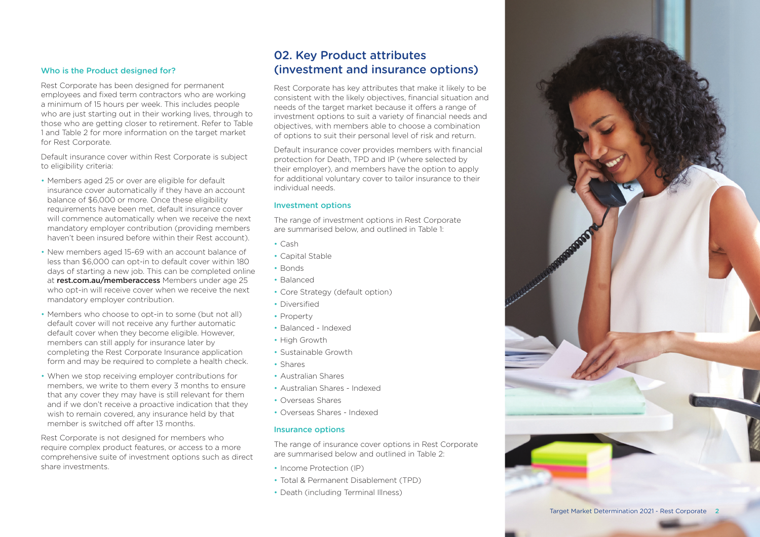### Who is the Product designed for?

Rest Corporate has been designed for permanent employees and fixed term contractors who are working a minimum of 15 hours per week. This includes people who are just starting out in their working lives, through to those who are getting closer to retirement. Refer to Table 1 and Table 2 for more information on the target market for Rest Corporate.

Default insurance cover within Rest Corporate is subject to eligibility criteria:

- Members aged 25 or over are eligible for default insurance cover automatically if they have an account balance of $6,000 or more. Once these eligibility requirements have been met, default insurance cover will commence automatically when we receive the next mandatory employer contribution (providing members haven't been insured before within their Rest account).
- New members aged 15-69 with an account balance of less than $6,000 can opt-in to default cover within 180 days of starting a new job. This can be completed online at **rest.com.au/memberaccess** Members under age 25 who opt-in will receive cover when we receive the next mandatory employer contribution.
- Members who choose to opt-in to some (but not all) default cover will not receive any further automatic default cover when they become eligible. However, members can still apply for insurance later by completing the Rest Corporate Insurance application form and may be required to complete a health check.
- When we stop receiving employer contributions for members, we write to them every 3 months to ensure that any cover they may have is still relevant for them and if we don't receive a proactive indication that they wish to remain covered, any insurance held by that member is switched off after 13 months.

Rest Corporate is not designed for members who require complex product features, or access to a more comprehensive suite of investment options such as direct share investments.

## 02. Key Product attributes (investment and insurance options)

Rest Corporate has key attributes that make it likely to be consistent with the likely objectives, financial situation and needs of the target market because it offers a range of investment options to suit a variety of financial needs and objectives, with members able to choose a combination of options to suit their personal level of risk and return.

Default insurance cover provides members with financial protection for Death, TPD and IP (where selected by their employer), and members have the option to apply for additional voluntary cover to tailor insurance to their individual needs.

### Investment options

The range of investment options in Rest Corporate are summarised below, and outlined in Table 1:

- Cash
- Capital Stable
- Bonds
- Balanced
- Core Strategy (default option)
- Diversified
- Property
- Balanced - Indexed
- High Growth
- Sustainable Growth
- Shares
- Australian Shares
- Australian Shares - Indexed
- Overseas Shares
- Overseas Shares - Indexed

### Insurance options

The range of insurance cover options in Rest Corporate are summarised below and outlined in Table 2:

- Income Protection (IP)
- Total & Permanent Disablement (TPD)
- Death (including Terminal Illness)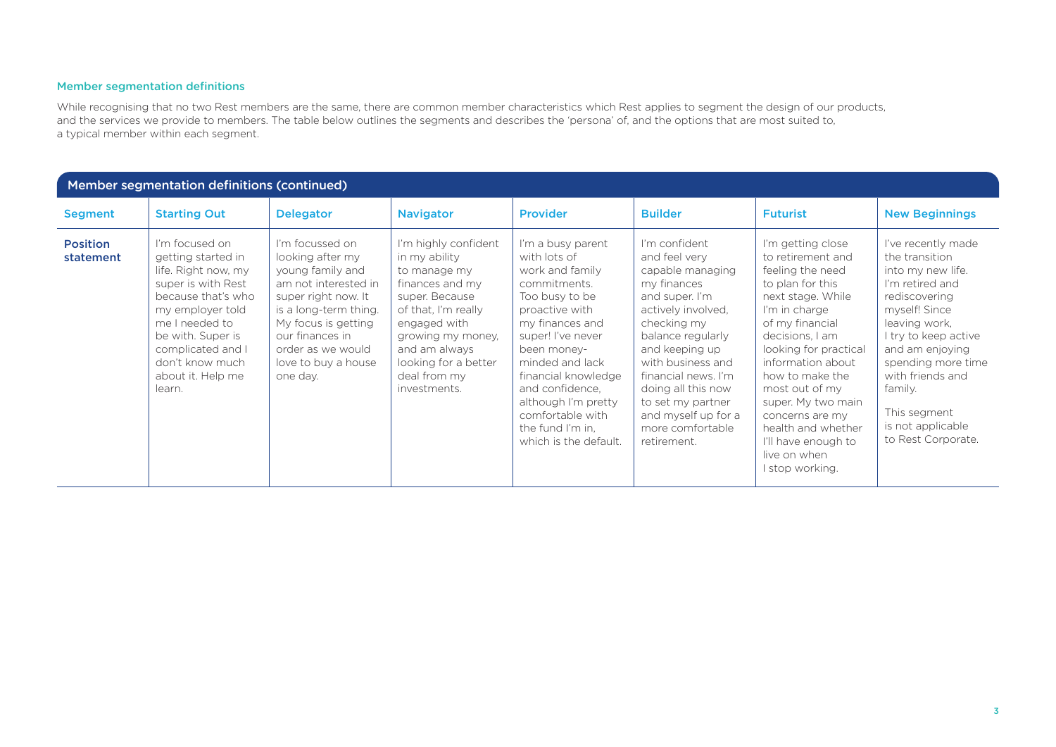### Member segmentation definitions

While recognising that no two Rest members are the same, there are common member characteristics which Rest applies to segment the design of our products, and the services we provide to members. The table below outlines the segments and describes the 'persona' of, and the options that are most suited to, a typical member within each segment.

**Member segmentation definitions (continued)**

| Segment | Starting Out | Delegator | Navigator | Provider | Builder | Futurist | New Beginnings |
|---|---|---|---|---|---|---|---|
| **Position statement** | I'm focused on getting started in life. Right now, my super is with Rest because that's who my employer told me I needed to be with. Super is complicated and I don't know much about it. Help me learn. | I'm focussed on looking after my young family and am not interested in super right now. It is a long-term thing. My focus is getting our finances in order as we would love to buy a house one day. | I'm highly confident in my ability to manage my finances and my super. Because of that, I'm really engaged with growing my money, and am always looking for a better deal from my investments. | I'm a busy parent with lots of work and family commitments. Too busy to be proactive with my finances and super! I've never been money-minded and lack financial knowledge and confidence, although I'm pretty comfortable with the fund I'm in, which is the default. | I'm confident and feel very capable managing my finances and super. I'm actively involved, checking my balance regularly and keeping up with business and financial news. I'm doing all this now to set my partner and myself up for a more comfortable retirement. | I'm getting close to retirement and feeling the need to plan for this next stage. While I'm in charge of my financial decisions, I am looking for practical information about how to make the most out of my super. My two main concerns are my health and whether I'll have enough to live on when I stop working. | I've recently made the transition into my new life. I'm retired and rediscovering myself! Since leaving work, I try to keep active and am enjoying spending more time with friends and family.<br><br>This segment is not applicable to Rest Corporate. |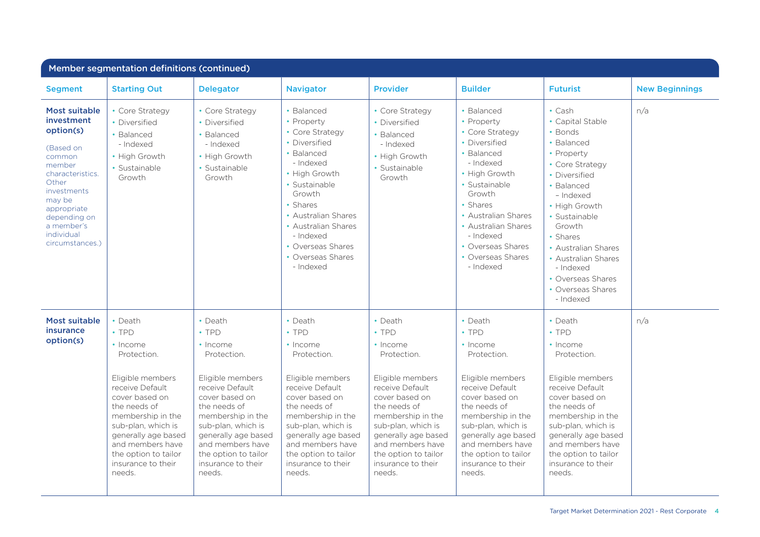## Member segmentation definitions (continued)

| Segment | Starting Out | Delegator | Navigator | Provider | Builder | Futurist | New Beginnings |
|---|---|---|---|---|---|---|---|
| **Most suitable investment option(s)** (Based on common member characteristics. Other investments may be appropriate depending on a member's individual circumstances.) | • Core Strategy<br>• Diversified<br>• Balanced - Indexed<br>• High Growth<br>• Sustainable Growth | • Core Strategy<br>• Diversified<br>• Balanced - Indexed<br>• High Growth<br>• Sustainable Growth | • Balanced<br>• Property<br>• Core Strategy<br>• Diversified<br>• Balanced - Indexed<br>• High Growth<br>• Sustainable Growth<br>• Shares<br>• Australian Shares<br>• Australian Shares - Indexed<br>• Overseas Shares<br>• Overseas Shares - Indexed | • Core Strategy<br>• Diversified<br>• Balanced - Indexed<br>• High Growth<br>• Sustainable Growth | • Balanced<br>• Property<br>• Core Strategy<br>• Diversified<br>• Balanced - Indexed<br>• High Growth<br>• Sustainable Growth<br>• Shares<br>• Australian Shares<br>• Australian Shares - Indexed<br>• Overseas Shares<br>• Overseas Shares - Indexed | • Cash<br>• Capital Stable<br>• Bonds<br>• Balanced<br>• Property<br>• Core Strategy<br>• Diversified<br>• Balanced – Indexed<br>• High Growth<br>• Sustainable Growth<br>• Shares<br>• Australian Shares<br>• Australian Shares - Indexed<br>• Overseas Shares<br>• Overseas Shares - Indexed | n/a |
| **Most suitable insurance option(s)** | • Death<br>• TPD<br>• Income Protection.<br><br>Eligible members receive Default cover based on the needs of membership in the sub-plan, which is generally age based and members have the option to tailor insurance to their needs. | • Death<br>• TPD<br>• Income Protection.<br><br>Eligible members receive Default cover based on the needs of membership in the sub-plan, which is generally age based and members have the option to tailor insurance to their needs. | • Death<br>• TPD<br>• Income Protection.<br><br>Eligible members receive Default cover based on the needs of membership in the sub-plan, which is generally age based and members have the option to tailor insurance to their needs. | • Death<br>• TPD<br>• Income Protection.<br><br>Eligible members receive Default cover based on the needs of membership in the sub-plan, which is generally age based and members have the option to tailor insurance to their needs. | • Death<br>• TPD<br>• Income Protection.<br><br>Eligible members receive Default cover based on the needs of membership in the sub-plan, which is generally age based and members have the option to tailor insurance to their needs. | • Death<br>• TPD<br>• Income Protection.<br><br>Eligible members receive Default cover based on the needs of membership in the sub-plan, which is generally age based and members have the option to tailor insurance to their needs. | n/a |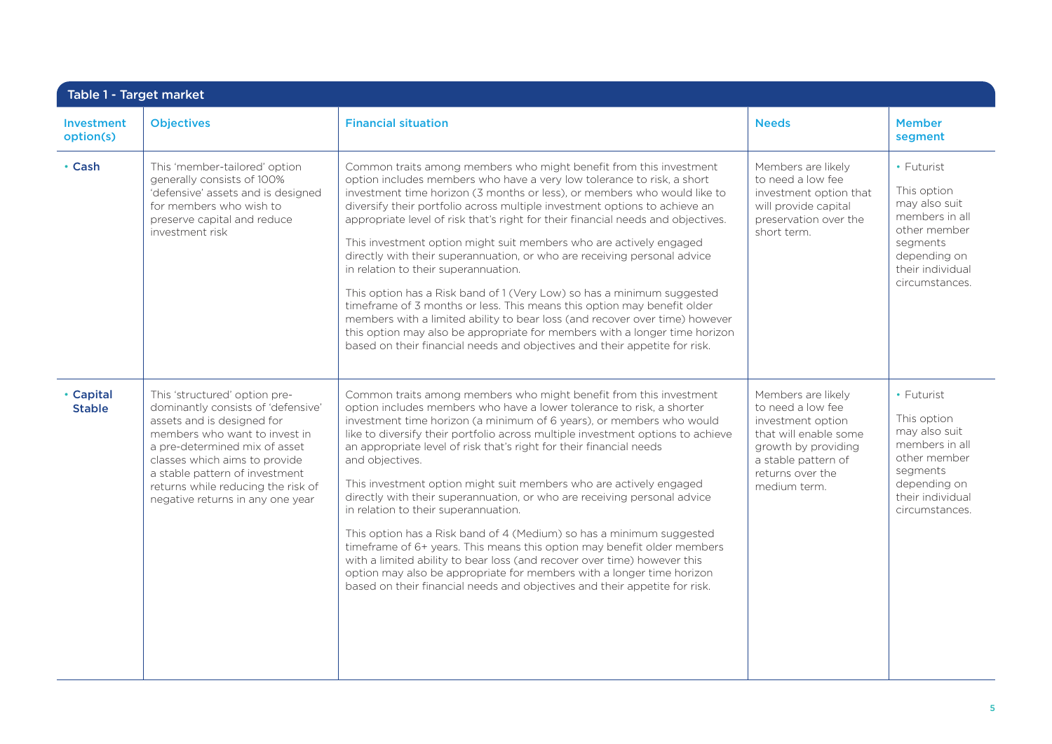## Table 1 - Target market

| Investment option(s) | Objectives | Financial situation | Needs | Member segment |
|---|---|---|---|---|
| • Cash | This 'member-tailored' option generally consists of 100% 'defensive' assets and is designed for members who wish to preserve capital and reduce investment risk | Common traits among members who might benefit from this investment option includes members who have a very low tolerance to risk, a short investment time horizon (3 months or less), or members who would like to diversify their portfolio across multiple investment options to achieve an appropriate level of risk that's right for their financial needs and objectives.<br><br>This investment option might suit members who are actively engaged directly with their superannuation, or who are receiving personal advice in relation to their superannuation.<br><br>This option has a Risk band of 1 (Very Low) so has a minimum suggested timeframe of 3 months or less. This means this option may benefit older members with a limited ability to bear loss (and recover over time) however this option may also be appropriate for members with a longer time horizon based on their financial needs and objectives and their appetite for risk. | Members are likely to need a low fee investment option that will provide capital preservation over the short term. | • Futurist<br><br>This option may also suit members in all other member segments depending on their individual circumstances. |
| • Capital Stable | This 'structured' option predominantly consists of 'defensive' assets and is designed for members who want to invest in a pre-determined mix of asset classes which aims to provide a stable pattern of investment returns while reducing the risk of negative returns in any one year | Common traits among members who might benefit from this investment option includes members who have a lower tolerance to risk, a shorter investment time horizon (a minimum of 6 years), or members who would like to diversify their portfolio across multiple investment options to achieve an appropriate level of risk that's right for their financial needs and objectives.<br><br>This investment option might suit members who are actively engaged directly with their superannuation, or who are receiving personal advice in relation to their superannuation.<br><br>This option has a Risk band of 4 (Medium) so has a minimum suggested timeframe of 6+ years. This means this option may benefit older members with a limited ability to bear loss (and recover over time) however this option may also be appropriate for members with a longer time horizon based on their financial needs and objectives and their appetite for risk. | Members are likely to need a low fee investment option that will enable some growth by providing a stable pattern of returns over the medium term. | • Futurist<br><br>This option may also suit members in all other member segments depending on their individual circumstances. |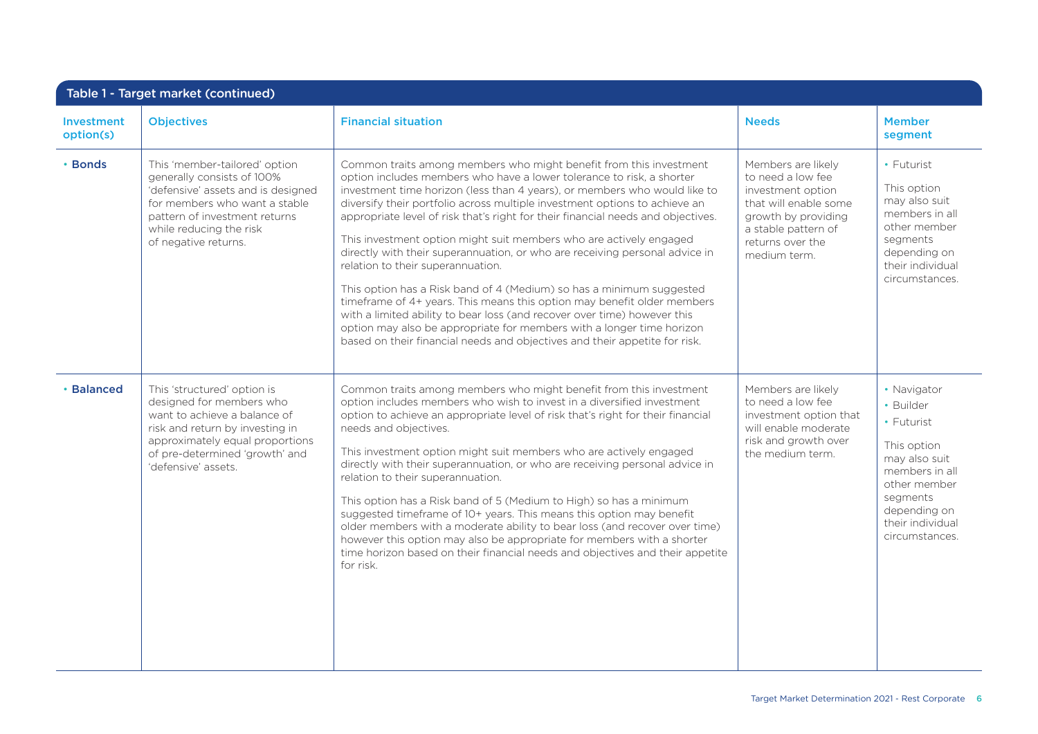## Table 1 - Target market (continued)

| Investment option(s) | Objectives | Financial situation | Needs | Member segment |
|---|---|---|---|---|
| • **Bonds** | This 'member-tailored' option generally consists of 100% 'defensive' assets and is designed for members who want a stable pattern of investment returns while reducing the risk of negative returns. | Common traits among members who might benefit from this investment option includes members who have a lower tolerance to risk, a shorter investment time horizon (less than 4 years), or members who would like to diversify their portfolio across multiple investment options to achieve an appropriate level of risk that's right for their financial needs and objectives.<br><br>This investment option might suit members who are actively engaged directly with their superannuation, or who are receiving personal advice in relation to their superannuation.<br><br>This option has a Risk band of 4 (Medium) so has a minimum suggested timeframe of 4+ years. This means this option may benefit older members with a limited ability to bear loss (and recover over time) however this option may also be appropriate for members with a longer time horizon based on their financial needs and objectives and their appetite for risk. | Members are likely to need a low fee investment option that will enable some growth by providing a stable pattern of returns over the medium term. | • Futurist<br><br>This option may also suit members in all other member segments depending on their individual circumstances. |
| • **Balanced** | This 'structured' option is designed for members who want to achieve a balance of risk and return by investing in approximately equal proportions of pre-determined 'growth' and 'defensive' assets. | Common traits among members who might benefit from this investment option includes members who wish to invest in a diversified investment option to achieve an appropriate level of risk that's right for their financial needs and objectives.<br><br>This investment option might suit members who are actively engaged directly with their superannuation, or who are receiving personal advice in relation to their superannuation.<br><br>This option has a Risk band of 5 (Medium to High) so has a minimum suggested timeframe of 10+ years. This means this option may benefit older members with a moderate ability to bear loss (and recover over time) however this option may also be appropriate for members with a shorter time horizon based on their financial needs and objectives and their appetite for risk. | Members are likely to need a low fee investment option that will enable moderate risk and growth over the medium term. | • Navigator<br>• Builder<br>• Futurist<br><br>This option may also suit members in all other member segments depending on their individual circumstances. |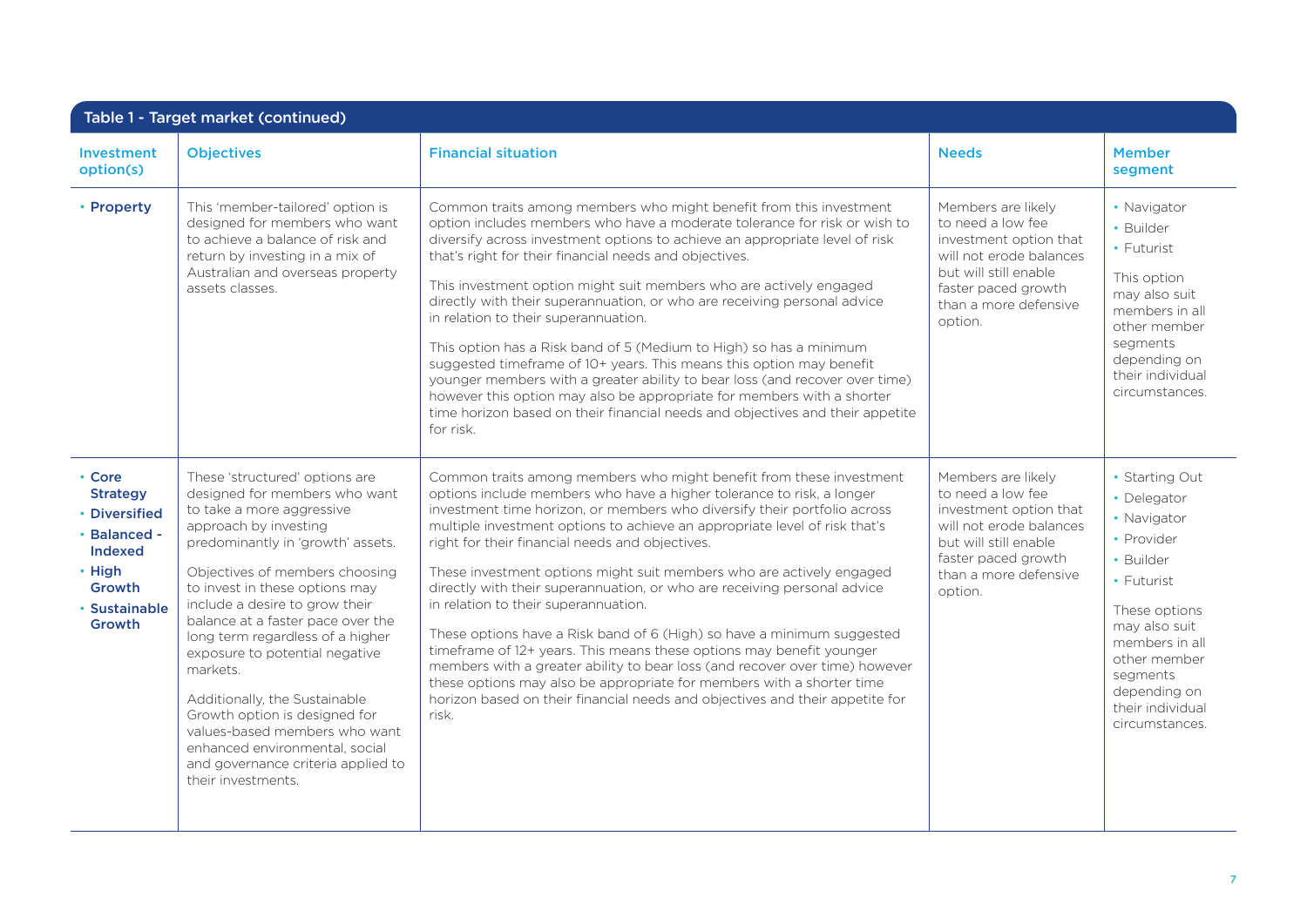## Table 1 - Target market (continued)

| Investment option(s) | Objectives | Financial situation | Needs | Member segment |
|---|---|---|---|---|
| • **Property** | This 'member-tailored' option is designed for members who want to achieve a balance of risk and return by investing in a mix of Australian and overseas property assets classes. | Common traits among members who might benefit from this investment option includes members who have a moderate tolerance for risk or wish to diversify across investment options to achieve an appropriate level of risk that's right for their financial needs and objectives.<br><br>This investment option might suit members who are actively engaged directly with their superannuation, or who are receiving personal advice in relation to their superannuation.<br><br>This option has a Risk band of 5 (Medium to High) so has a minimum suggested timeframe of 10+ years. This means this option may benefit younger members with a greater ability to bear loss (and recover over time) however this option may also be appropriate for members with a shorter time horizon based on their financial needs and objectives and their appetite for risk. | Members are likely to need a low fee investment option that will not erode balances but will still enable faster paced growth than a more defensive option. | • Navigator<br>• Builder<br>• Futurist<br><br>This option may also suit members in all other member segments depending on their individual circumstances. |
| • **Core Strategy**<br>• **Diversified**<br>• **Balanced - Indexed**<br>• **High Growth**<br>• **Sustainable Growth** | These 'structured' options are designed for members who want to take a more aggressive approach by investing predominantly in 'growth' assets.<br><br>Objectives of members choosing to invest in these options may include a desire to grow their balance at a faster pace over the long term regardless of a higher exposure to potential negative markets.<br><br>Additionally, the Sustainable Growth option is designed for values-based members who want enhanced environmental, social and governance criteria applied to their investments. | Common traits among members who might benefit from these investment options include members who have a higher tolerance to risk, a longer investment time horizon, or members who diversify their portfolio across multiple investment options to achieve an appropriate level of risk that's right for their financial needs and objectives.<br><br>These investment options might suit members who are actively engaged directly with their superannuation, or who are receiving personal advice in relation to their superannuation.<br><br>These options have a Risk band of 6 (High) so have a minimum suggested timeframe of 12+ years. This means these options may benefit younger members with a greater ability to bear loss (and recover over time) however these options may also be appropriate for members with a shorter time horizon based on their financial needs and objectives and their appetite for risk. | Members are likely to need a low fee investment option that will not erode balances but will still enable faster paced growth than a more defensive option. | • Starting Out<br>• Delegator<br>• Navigator<br>• Provider<br>• Builder<br>• Futurist<br><br>These options may also suit members in all other member segments depending on their individual circumstances. |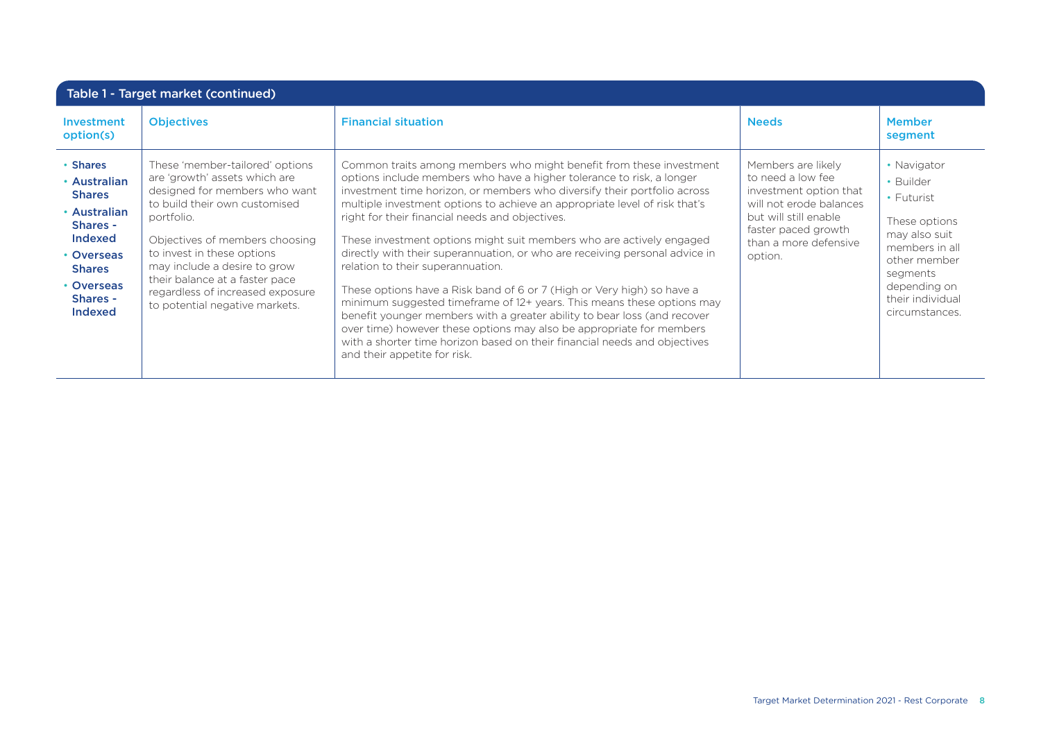## Table 1 - Target market (continued)

| Investment option(s) | Objectives | Financial situation | Needs | Member segment |
|---|---|---|---|---|
| • **Shares**<br>• **Australian Shares**<br>• **Australian Shares - Indexed**<br>• **Overseas Shares**<br>• **Overseas Shares - Indexed** | These 'member-tailored' options are 'growth' assets which are designed for members who want to build their own customised portfolio.<br><br>Objectives of members choosing to invest in these options may include a desire to grow their balance at a faster pace regardless of increased exposure to potential negative markets. | Common traits among members who might benefit from these investment options include members who have a higher tolerance to risk, a longer investment time horizon, or members who diversify their portfolio across multiple investment options to achieve an appropriate level of risk that's right for their financial needs and objectives.<br><br>These investment options might suit members who are actively engaged directly with their superannuation, or who are receiving personal advice in relation to their superannuation.<br><br>These options have a Risk band of 6 or 7 (High or Very high) so have a minimum suggested timeframe of 12+ years. This means these options may benefit younger members with a greater ability to bear loss (and recover over time) however these options may also be appropriate for members with a shorter time horizon based on their financial needs and objectives and their appetite for risk. | Members are likely to need a low fee investment option that will not erode balances but will still enable faster paced growth than a more defensive option. | • Navigator<br>• Builder<br>• Futurist<br><br>These options may also suit members in all other member segments depending on their individual circumstances. |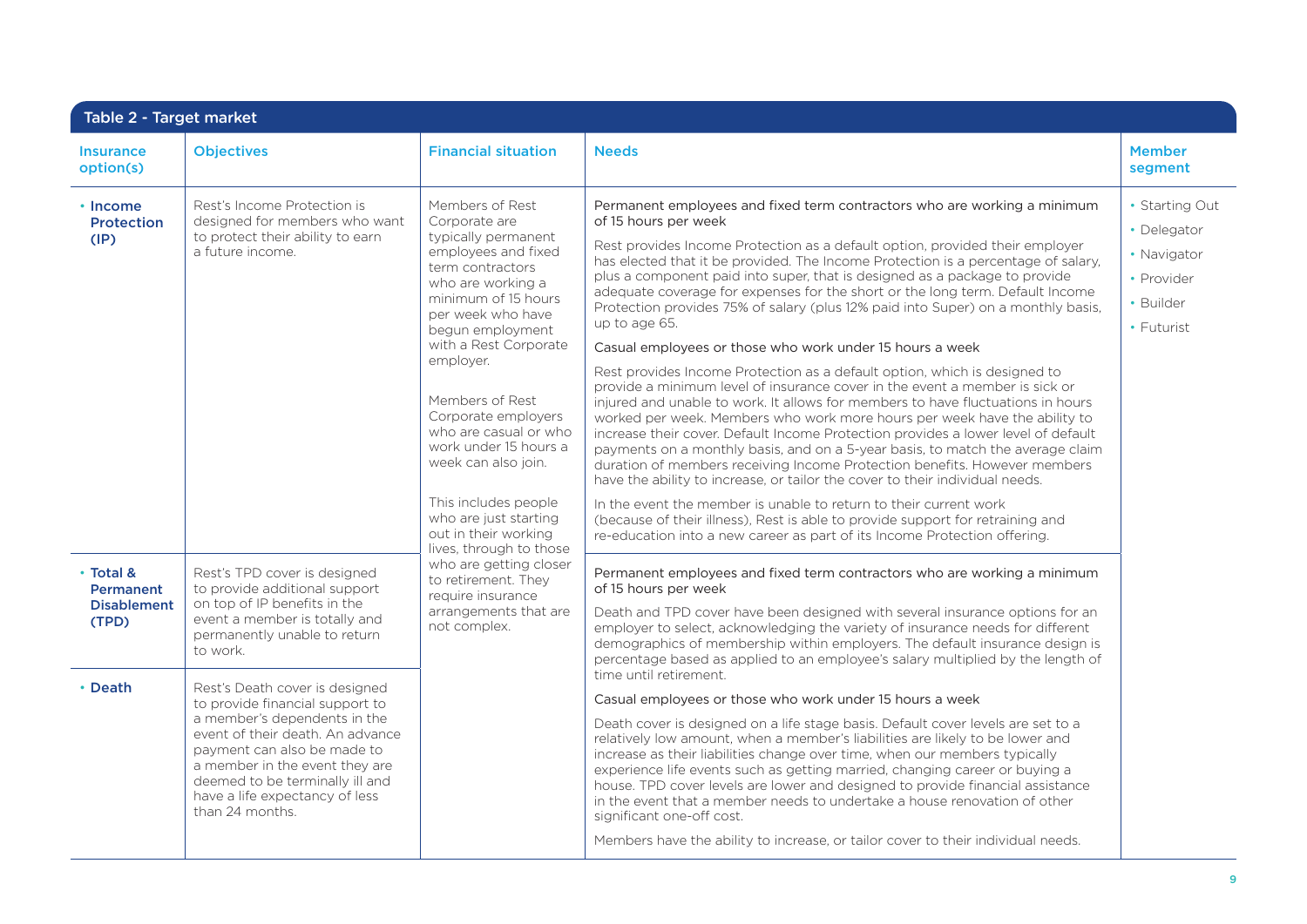## Table 2 - Target market

| Insurance option(s) | Objectives | Financial situation | Needs | Member segment |
|---|---|---|---|---|
| • **Income Protection (IP)** | Rest's Income Protection is designed for members who want to protect their ability to earn a future income. | Members of Rest Corporate are typically permanent employees and fixed term contractors who are working a minimum of 15 hours per week who have begun employment with a Rest Corporate employer.<br><br>Members of Rest Corporate employers who are casual or who work under 15 hours a week can also join.<br><br>This includes people who are just starting out in their working lives, through to those who are getting closer to retirement. They require insurance arrangements that are not complex. | Permanent employees and fixed term contractors who are working a minimum of 15 hours per week<br><br>Rest provides Income Protection as a default option, provided their employer has elected that it be provided. The Income Protection is a percentage of salary, plus a component paid into super, that is designed as a package to provide adequate coverage for expenses for the short or the long term. Default Income Protection provides 75% of salary (plus 12% paid into Super) on a monthly basis, up to age 65.<br><br>Casual employees or those who work under 15 hours a week<br><br>Rest provides Income Protection as a default option, which is designed to provide a minimum level of insurance cover in the event a member is sick or injured and unable to work. It allows for members to have fluctuations in hours worked per week. Members who work more hours per week have the ability to increase their cover. Default Income Protection provides a lower level of default payments on a monthly basis, and on a 5-year basis, to match the average claim duration of members receiving Income Protection benefits. However members have the ability to increase, or tailor the cover to their individual needs.<br><br>In the event the member is unable to return to their current work (because of their illness), Rest is able to provide support for retraining and re-education into a new career as part of its Income Protection offering. | • Starting Out<br>• Delegator<br>• Navigator<br>• Provider<br>• Builder<br>• Futurist |
| • **Total & Permanent Disablement (TPD)** | Rest's TPD cover is designed to provide additional support on top of IP benefits in the event a member is totally and permanently unable to return to work. | | Permanent employees and fixed term contractors who are working a minimum of 15 hours per week<br><br>Death and TPD cover have been designed with several insurance options for an employer to select, acknowledging the variety of insurance needs for different demographics of membership within employers. The default insurance design is percentage based as applied to an employee's salary multiplied by the length of time until retirement.<br><br>Casual employees or those who work under 15 hours a week<br><br>Death cover is designed on a life stage basis. Default cover levels are set to a relatively low amount, when a member's liabilities are likely to be lower and increase as their liabilities change over time, when our members typically experience life events such as getting married, changing career or buying a house. TPD cover levels are lower and designed to provide financial assistance in the event that a member needs to undertake a house renovation of other significant one-off cost.<br><br>Members have the ability to increase, or tailor cover to their individual needs. | |
| • **Death** | Rest's Death cover is designed to provide financial support to a member's dependents in the event of their death. An advance payment can also be made to a member in the event they are deemed to be terminally ill and have a life expectancy of less than 24 months. | | | |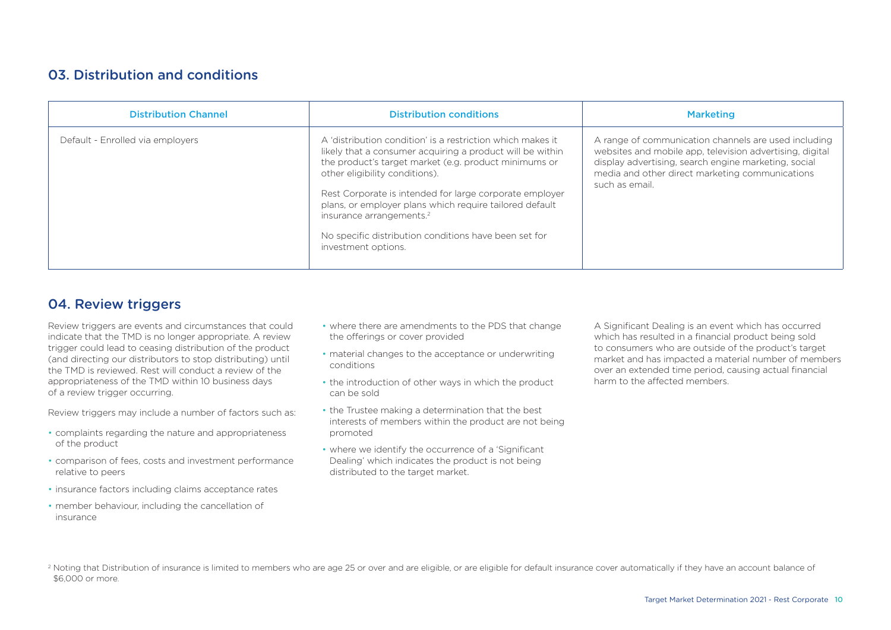## 03. Distribution and conditions

| Distribution Channel | Distribution conditions | Marketing |
| --- | --- | --- |
| Default - Enrolled via employers | A 'distribution condition' is a restriction which makes it likely that a consumer acquiring a product will be within the product's target market (e.g. product minimums or other eligibility conditions).<br><br>Rest Corporate is intended for large corporate employer plans, or employer plans which require tailored default insurance arrangements.[2]<br><br>No specific distribution conditions have been set for investment options. | A range of communication channels are used including websites and mobile app, television advertising, digital display advertising, search engine marketing, social media and other direct marketing communications such as email. |

## 04. Review triggers

Review triggers are events and circumstances that could indicate that the TMD is no longer appropriate. A review trigger could lead to ceasing distribution of the product (and directing our distributors to stop distributing) until the TMD is reviewed. Rest will conduct a review of the appropriateness of the TMD within 10 business days of a review trigger occurring.

Review triggers may include a number of factors such as:

- complaints regarding the nature and appropriateness of the product
- comparison of fees, costs and investment performance relative to peers
- insurance factors including claims acceptance rates
- member behaviour, including the cancellation of insurance
- where there are amendments to the PDS that change the offerings or cover provided
- material changes to the acceptance or underwriting conditions
- the introduction of other ways in which the product can be sold
- the Trustee making a determination that the best interests of members within the product are not being promoted
- where we identify the occurrence of a 'Significant Dealing' which indicates the product is not being distributed to the target market.

A Significant Dealing is an event which has occurred which has resulted in a financial product being sold to consumers who are outside of the product's target market and has impacted a material number of members over an extended time period, causing actual financial harm to the affected members.

[2] Noting that Distribution of insurance is limited to members who are age 25 or over and are eligible, or are eligible for default insurance cover automatically if they have an account balance of $6,000 or more.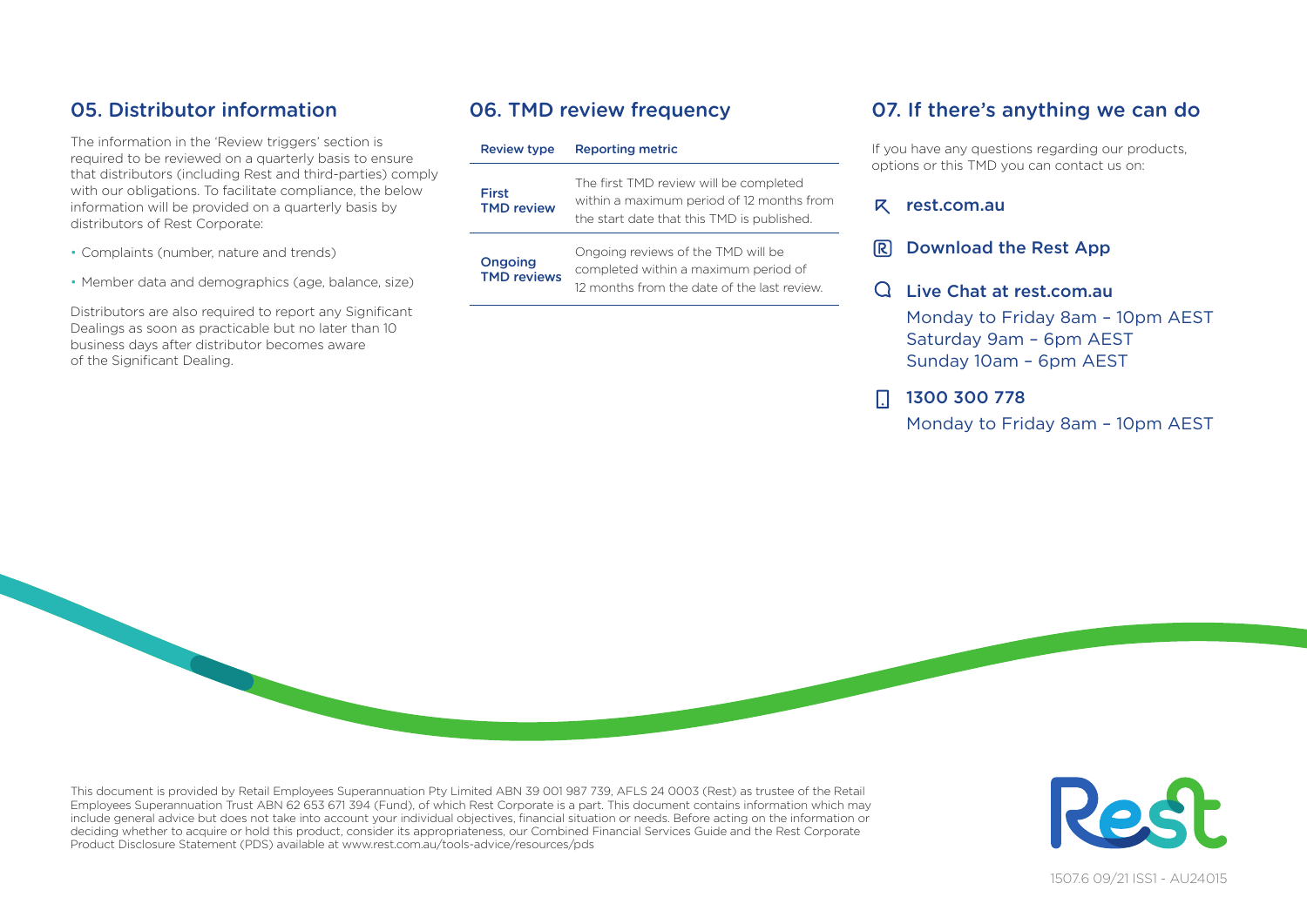## 05. Distributor information

The information in the 'Review triggers' section is required to be reviewed on a quarterly basis to ensure that distributors (including Rest and third-parties) comply with our obligations. To facilitate compliance, the below information will be provided on a quarterly basis by distributors of Rest Corporate:

- Complaints (number, nature and trends)
- Member data and demographics (age, balance, size)

Distributors are also required to report any Significant Dealings as soon as practicable but no later than 10 business days after distributor becomes aware of the Significant Dealing.

## 06. TMD review frequency

| Review type | Reporting metric |
|---|---|
| **First TMD review** | The first TMD review will be completed within a maximum period of 12 months from the start date that this TMD is published. |
| **Ongoing TMD reviews** | Ongoing reviews of the TMD will be completed within a maximum period of 12 months from the date of the last review. |

## 07. If there's anything we can do

If you have any questions regarding our products, options or this TMD you can contact us on:

**rest.com.au**

**Download the Rest App**

**Live Chat at rest.com.au**
Monday to Friday 8am – 10pm AEST
Saturday 9am – 6pm AEST
Sunday 10am – 6pm AEST

**1300 300 778**
Monday to Friday 8am – 10pm AEST

This document is provided by Retail Employees Superannuation Pty Limited ABN 39 001 987 739, AFLS 24 0003 (Rest) as trustee of the Retail Employees Superannuation Trust ABN 62 653 671 394 (Fund), of which Rest Corporate is a part. This document contains information which may include general advice but does not take into account your individual objectives, financial situation or needs. Before acting on the information or deciding whether to acquire or hold this product, consider its appropriateness, our Combined Financial Services Guide and the Rest Corporate Product Disclosure Statement (PDS) available at www.rest.com.au/tools-advice/resources/pds

1507.6 09/21 ISS1 - AU24015